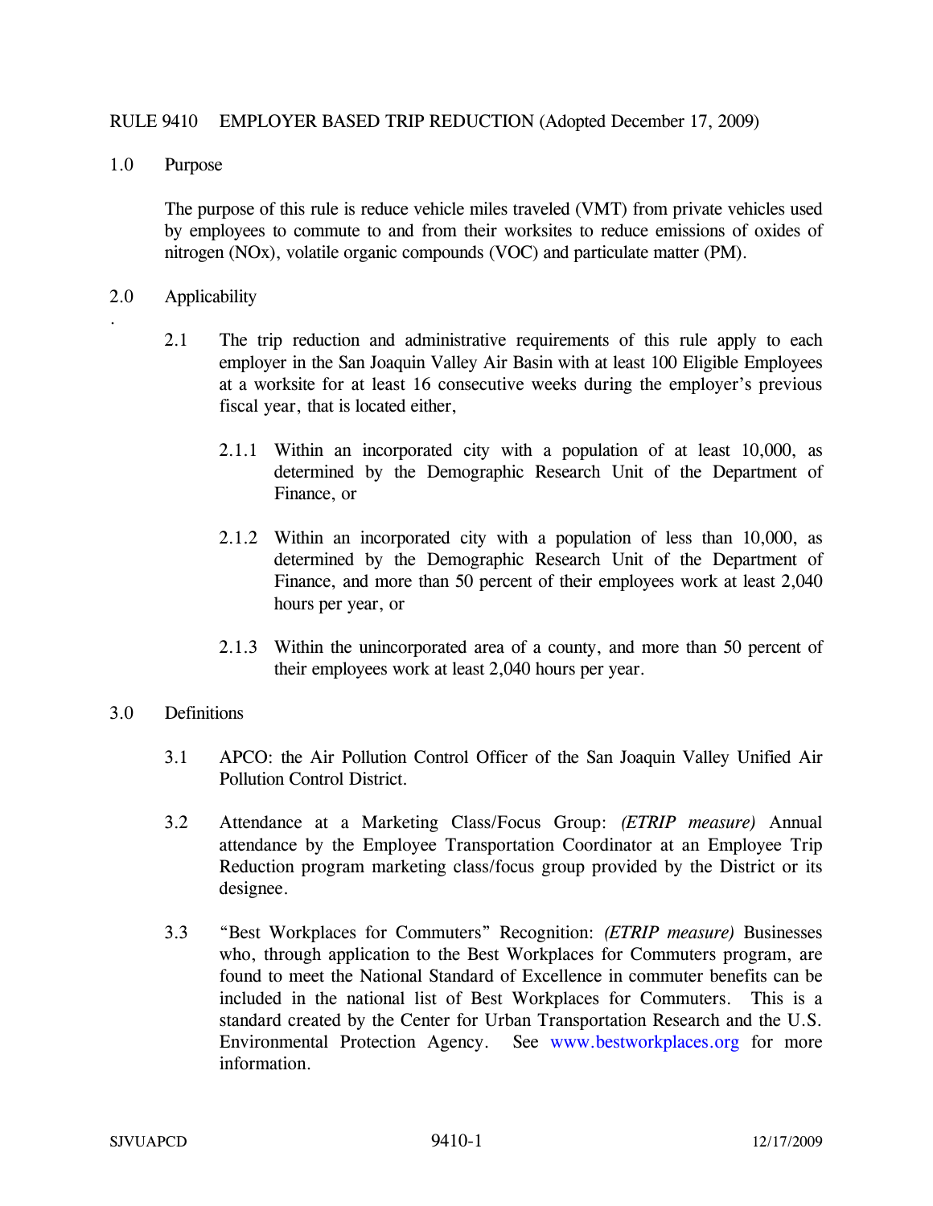# RULE 9410 EMPLOYER BASED TRIP REDUCTION (Adopted December 17, 2009)

## 1.0 Purpose

The purpose of this rule is reduce vehicle miles traveled (VMT) from private vehicles used by employees to commute to and from their worksites to reduce emissions of oxides of nitrogen (NOx), volatile organic compounds (VOC) and particulate matter (PM).

## 2.0 Applicability

2.1 The trip reduction and administrative requirements of this rule apply to each employer in the San Joaquin Valley Air Basin with at least 100 Eligible Employees at a worksite for at least 16 consecutive weeks during the employer's previous fiscal year, that is located either,

2.1.1 Within an incorporated city with a population of at least 10,000, as determined by the Demographic Research Unit of the Department of Finance, or

2.1.2 Within an incorporated city with a population of less than 10,000, as determined by the Demographic Research Unit of the Department of Finance, and more than 50 percent of their employees work at least 2,040 hours per year, or

2.1.3 Within the unincorporated area of a county, and more than 50 percent of their employees work at least 2,040 hours per year.

## 3.0 Definitions

3.1 APCO: the Air Pollution Control Officer of the San Joaquin Valley Unified Air Pollution Control District.

3.2 Attendance at a Marketing Class/Focus Group: *(ETRIP measure)* Annual attendance by the Employee Transportation Coordinator at an Employee Trip Reduction program marketing class/focus group provided by the District or its designee.

3.3 "Best Workplaces for Commuters" Recognition: *(ETRIP measure)* Businesses who, through application to the Best Workplaces for Commuters program, are found to meet the National Standard of Excellence in commuter benefits can be included in the national list of Best Workplaces for Commuters. This is a standard created by the Center for Urban Transportation Research and the U.S. Environmental Protection Agency. See www.bestworkplaces.org for more information.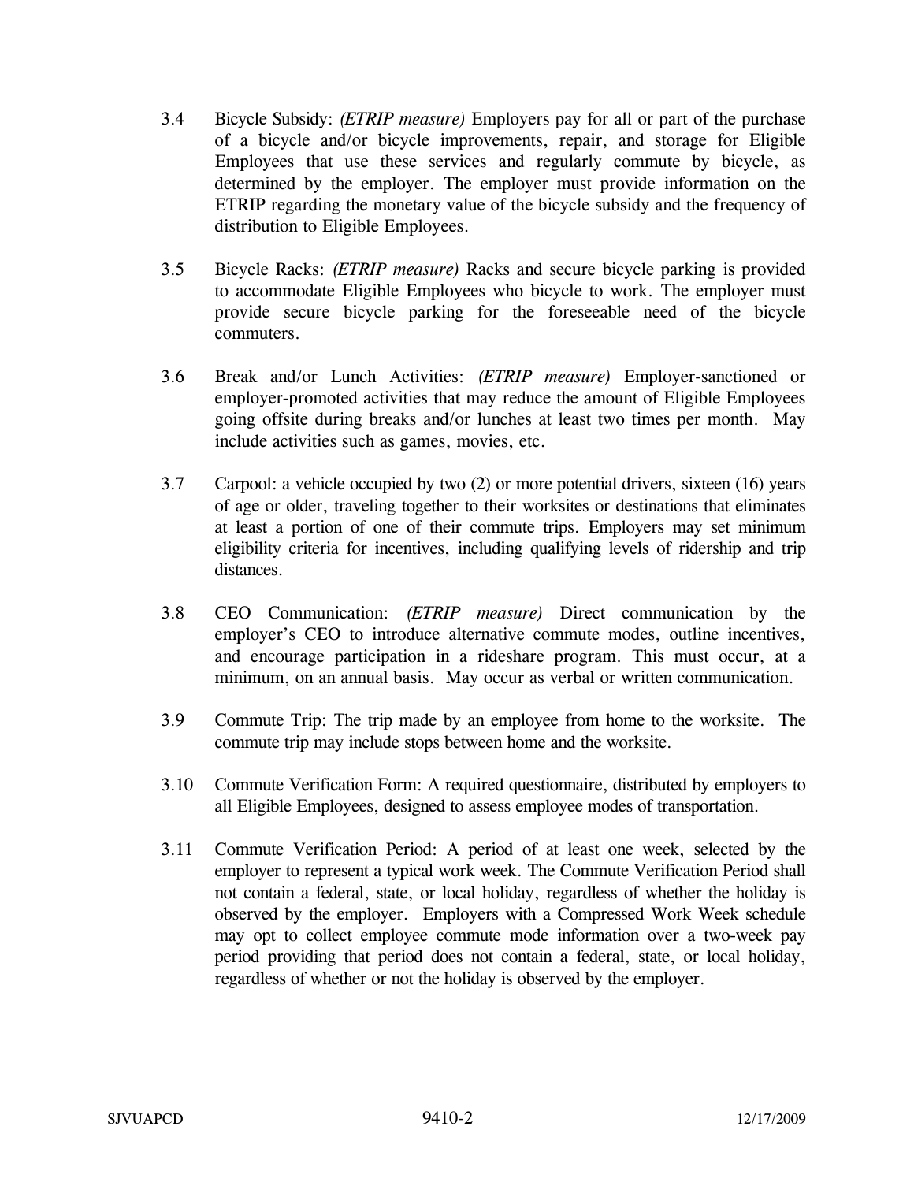3.4 Bicycle Subsidy: *(ETRIP measure)* Employers pay for all or part of the purchase of a bicycle and/or bicycle improvements, repair, and storage for Eligible Employees that use these services and regularly commute by bicycle, as determined by the employer. The employer must provide information on the ETRIP regarding the monetary value of the bicycle subsidy and the frequency of distribution to Eligible Employees.

3.5 Bicycle Racks: *(ETRIP measure)* Racks and secure bicycle parking is provided to accommodate Eligible Employees who bicycle to work. The employer must provide secure bicycle parking for the foreseeable need of the bicycle commuters.

3.6 Break and/or Lunch Activities: *(ETRIP measure)* Employer-sanctioned or employer-promoted activities that may reduce the amount of Eligible Employees going offsite during breaks and/or lunches at least two times per month. May include activities such as games, movies, etc.

3.7 Carpool: a vehicle occupied by two (2) or more potential drivers, sixteen (16) years of age or older, traveling together to their worksites or destinations that eliminates at least a portion of one of their commute trips. Employers may set minimum eligibility criteria for incentives, including qualifying levels of ridership and trip distances.

3.8 CEO Communication: *(ETRIP measure)* Direct communication by the employer's CEO to introduce alternative commute modes, outline incentives, and encourage participation in a rideshare program. This must occur, at a minimum, on an annual basis. May occur as verbal or written communication.

3.9 Commute Trip: The trip made by an employee from home to the worksite. The commute trip may include stops between home and the worksite.

3.10 Commute Verification Form: A required questionnaire, distributed by employers to all Eligible Employees, designed to assess employee modes of transportation.

3.11 Commute Verification Period: A period of at least one week, selected by the employer to represent a typical work week. The Commute Verification Period shall not contain a federal, state, or local holiday, regardless of whether the holiday is observed by the employer. Employers with a Compressed Work Week schedule may opt to collect employee commute mode information over a two-week pay period providing that period does not contain a federal, state, or local holiday, regardless of whether or not the holiday is observed by the employer.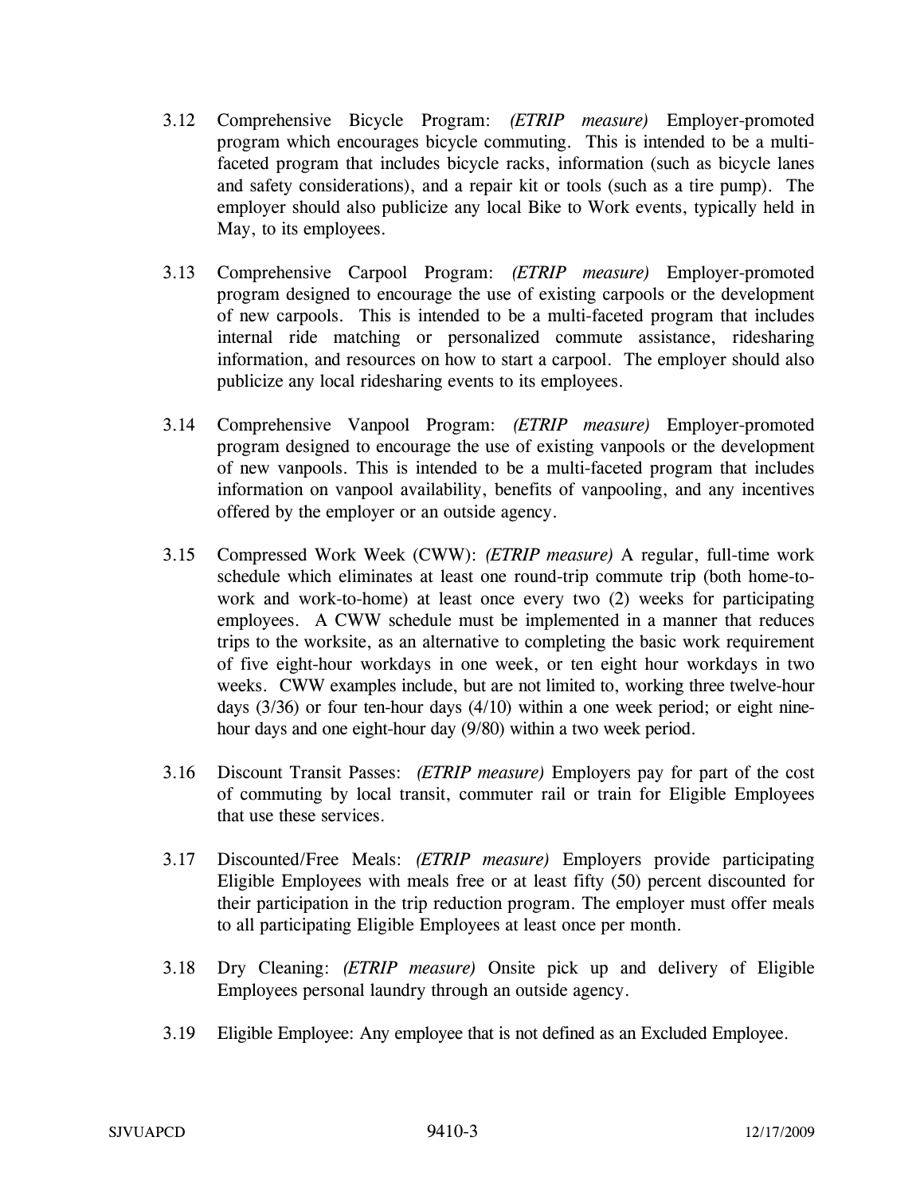3.12 Comprehensive Bicycle Program: *(ETRIP measure)* Employer-promoted program which encourages bicycle commuting. This is intended to be a multi-faceted program that includes bicycle racks, information (such as bicycle lanes and safety considerations), and a repair kit or tools (such as a tire pump). The employer should also publicize any local Bike to Work events, typically held in May, to its employees.

3.13 Comprehensive Carpool Program: *(ETRIP measure)* Employer-promoted program designed to encourage the use of existing carpools or the development of new carpools. This is intended to be a multi-faceted program that includes internal ride matching or personalized commute assistance, ridesharing information, and resources on how to start a carpool. The employer should also publicize any local ridesharing events to its employees.

3.14 Comprehensive Vanpool Program: *(ETRIP measure)* Employer-promoted program designed to encourage the use of existing vanpools or the development of new vanpools. This is intended to be a multi-faceted program that includes information on vanpool availability, benefits of vanpooling, and any incentives offered by the employer or an outside agency.

3.15 Compressed Work Week (CWW): *(ETRIP measure)* A regular, full-time work schedule which eliminates at least one round-trip commute trip (both home-to-work and work-to-home) at least once every two (2) weeks for participating employees. A CWW schedule must be implemented in a manner that reduces trips to the worksite, as an alternative to completing the basic work requirement of five eight-hour workdays in one week, or ten eight hour workdays in two weeks. CWW examples include, but are not limited to, working three twelve-hour days (3/36) or four ten-hour days (4/10) within a one week period; or eight nine-hour days and one eight-hour day (9/80) within a two week period.

3.16 Discount Transit Passes: *(ETRIP measure)* Employers pay for part of the cost of commuting by local transit, commuter rail or train for Eligible Employees that use these services.

3.17 Discounted/Free Meals: *(ETRIP measure)* Employers provide participating Eligible Employees with meals free or at least fifty (50) percent discounted for their participation in the trip reduction program. The employer must offer meals to all participating Eligible Employees at least once per month.

3.18 Dry Cleaning: *(ETRIP measure)* Onsite pick up and delivery of Eligible Employees personal laundry through an outside agency.

3.19 Eligible Employee: Any employee that is not defined as an Excluded Employee.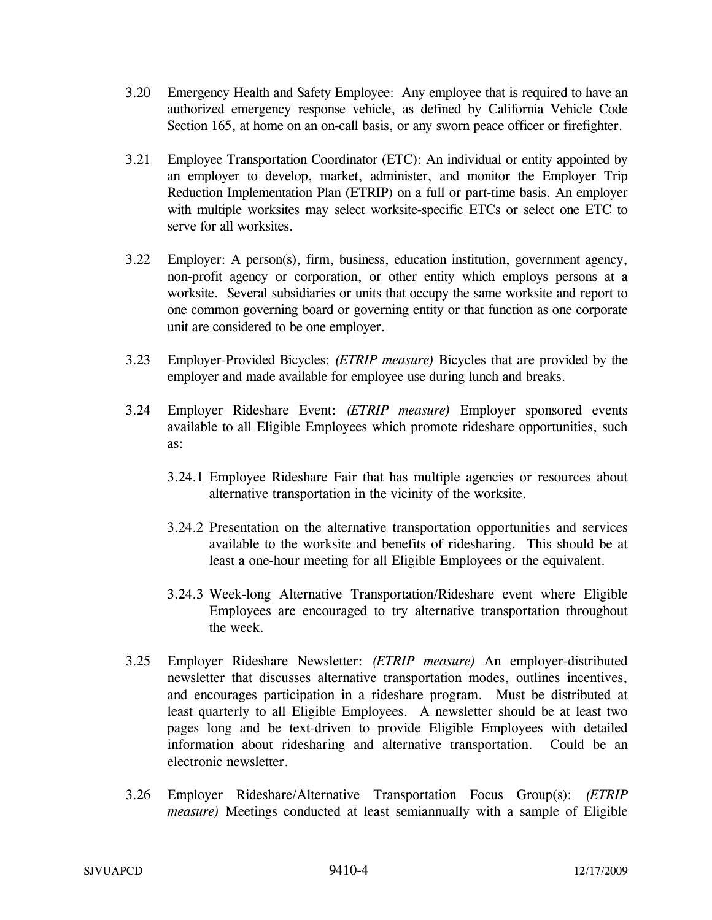3.20 Emergency Health and Safety Employee: Any employee that is required to have an authorized emergency response vehicle, as defined by California Vehicle Code Section 165, at home on an on-call basis, or any sworn peace officer or firefighter.

3.21 Employee Transportation Coordinator (ETC): An individual or entity appointed by an employer to develop, market, administer, and monitor the Employer Trip Reduction Implementation Plan (ETRIP) on a full or part-time basis. An employer with multiple worksites may select worksite-specific ETCs or select one ETC to serve for all worksites.

3.22 Employer: A person(s), firm, business, education institution, government agency, non-profit agency or corporation, or other entity which employs persons at a worksite. Several subsidiaries or units that occupy the same worksite and report to one common governing board or governing entity or that function as one corporate unit are considered to be one employer.

3.23 Employer-Provided Bicycles: *(ETRIP measure)* Bicycles that are provided by the employer and made available for employee use during lunch and breaks.

3.24 Employer Rideshare Event: *(ETRIP measure)* Employer sponsored events available to all Eligible Employees which promote rideshare opportunities, such as:

3.24.1 Employee Rideshare Fair that has multiple agencies or resources about alternative transportation in the vicinity of the worksite.

3.24.2 Presentation on the alternative transportation opportunities and services available to the worksite and benefits of ridesharing. This should be at least a one-hour meeting for all Eligible Employees or the equivalent.

3.24.3 Week-long Alternative Transportation/Rideshare event where Eligible Employees are encouraged to try alternative transportation throughout the week.

3.25 Employer Rideshare Newsletter: *(ETRIP measure)* An employer-distributed newsletter that discusses alternative transportation modes, outlines incentives, and encourages participation in a rideshare program. Must be distributed at least quarterly to all Eligible Employees. A newsletter should be at least two pages long and be text-driven to provide Eligible Employees with detailed information about ridesharing and alternative transportation. Could be an electronic newsletter.

3.26 Employer Rideshare/Alternative Transportation Focus Group(s): *(ETRIP measure)* Meetings conducted at least semiannually with a sample of Eligible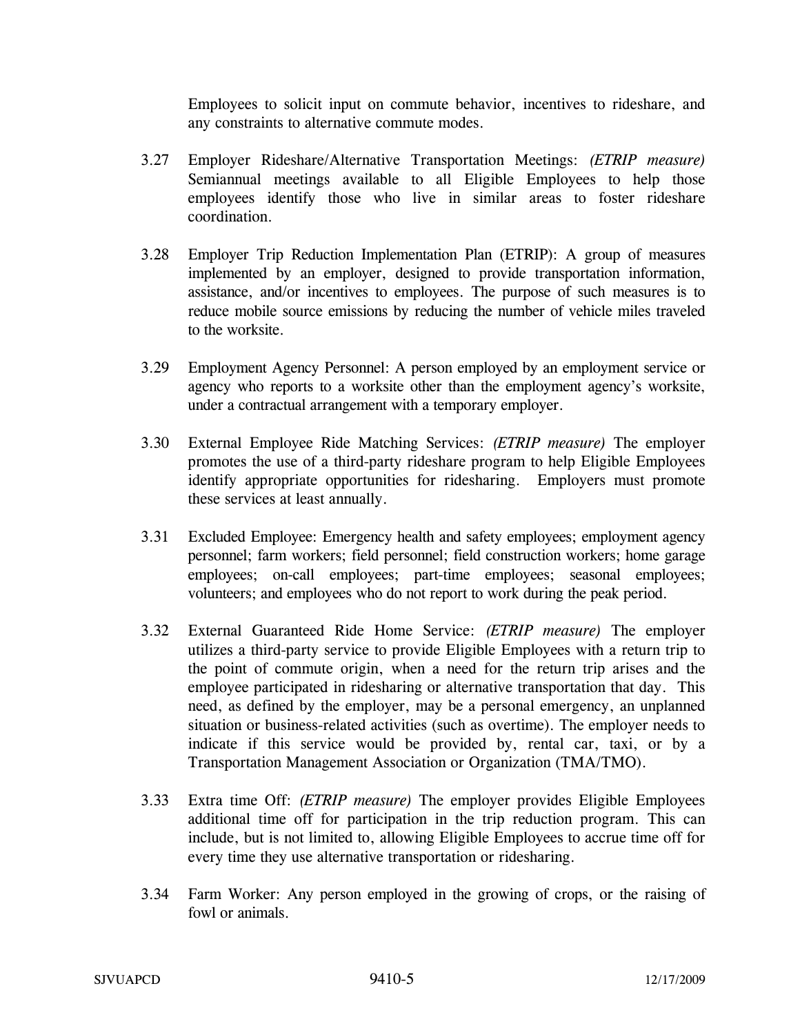Employees to solicit input on commute behavior, incentives to rideshare, and any constraints to alternative commute modes.

3.27 Employer Rideshare/Alternative Transportation Meetings: *(ETRIP measure)* Semiannual meetings available to all Eligible Employees to help those employees identify those who live in similar areas to foster rideshare coordination.

3.28 Employer Trip Reduction Implementation Plan (ETRIP): A group of measures implemented by an employer, designed to provide transportation information, assistance, and/or incentives to employees. The purpose of such measures is to reduce mobile source emissions by reducing the number of vehicle miles traveled to the worksite.

3.29 Employment Agency Personnel: A person employed by an employment service or agency who reports to a worksite other than the employment agency's worksite, under a contractual arrangement with a temporary employer.

3.30 External Employee Ride Matching Services: *(ETRIP measure)* The employer promotes the use of a third-party rideshare program to help Eligible Employees identify appropriate opportunities for ridesharing. Employers must promote these services at least annually.

3.31 Excluded Employee: Emergency health and safety employees; employment agency personnel; farm workers; field personnel; field construction workers; home garage employees; on-call employees; part-time employees; seasonal employees; volunteers; and employees who do not report to work during the peak period.

3.32 External Guaranteed Ride Home Service: *(ETRIP measure)* The employer utilizes a third-party service to provide Eligible Employees with a return trip to the point of commute origin, when a need for the return trip arises and the employee participated in ridesharing or alternative transportation that day. This need, as defined by the employer, may be a personal emergency, an unplanned situation or business-related activities (such as overtime). The employer needs to indicate if this service would be provided by, rental car, taxi, or by a Transportation Management Association or Organization (TMA/TMO).

3.33 Extra time Off: *(ETRIP measure)* The employer provides Eligible Employees additional time off for participation in the trip reduction program. This can include, but is not limited to, allowing Eligible Employees to accrue time off for every time they use alternative transportation or ridesharing.

3.34 Farm Worker: Any person employed in the growing of crops, or the raising of fowl or animals.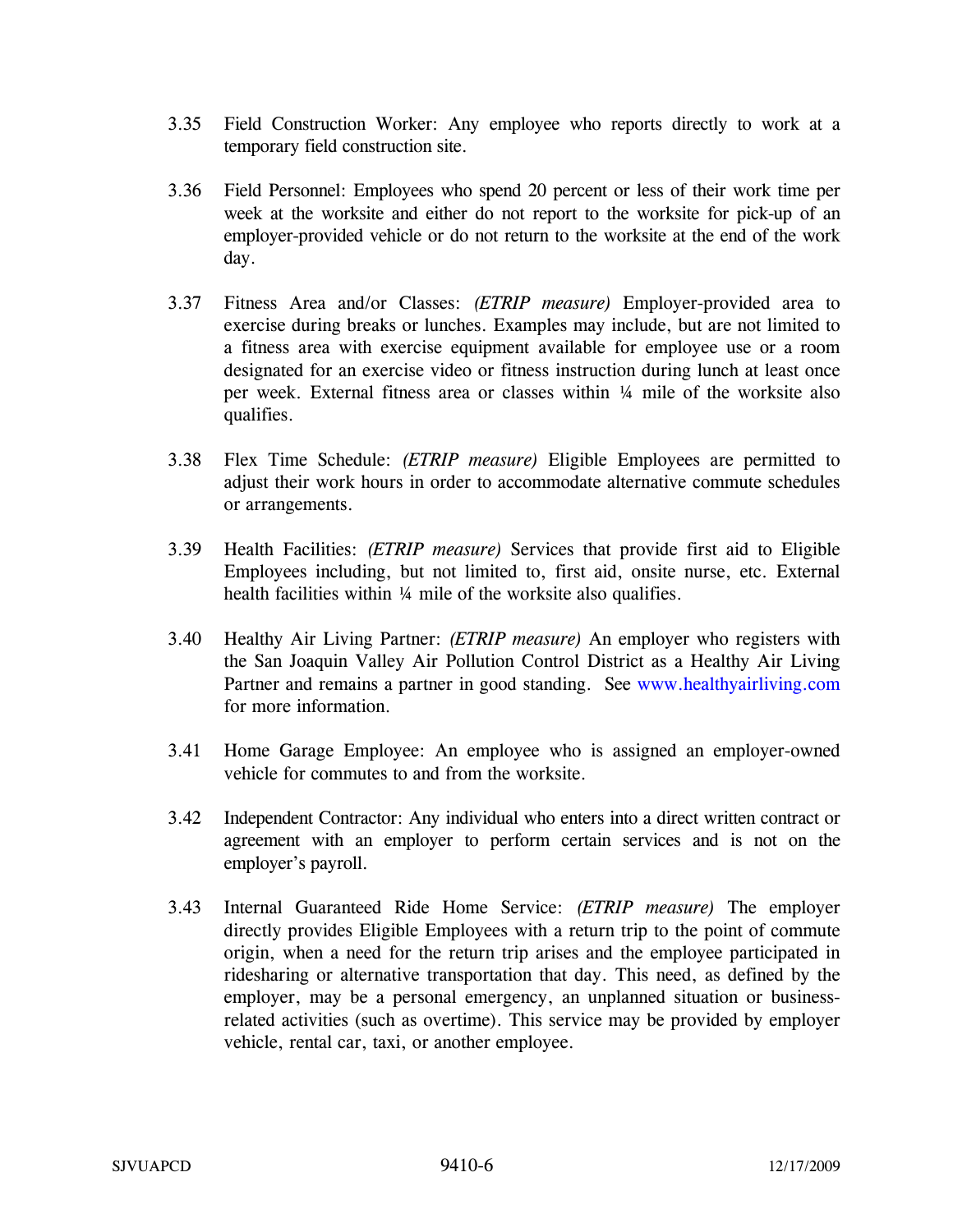3.35 Field Construction Worker: Any employee who reports directly to work at a temporary field construction site.

3.36 Field Personnel: Employees who spend 20 percent or less of their work time per week at the worksite and either do not report to the worksite for pick-up of an employer-provided vehicle or do not return to the worksite at the end of the work day.

3.37 Fitness Area and/or Classes: *(ETRIP measure)* Employer-provided area to exercise during breaks or lunches. Examples may include, but are not limited to a fitness area with exercise equipment available for employee use or a room designated for an exercise video or fitness instruction during lunch at least once per week. External fitness area or classes within ¼ mile of the worksite also qualifies.

3.38 Flex Time Schedule: *(ETRIP measure)* Eligible Employees are permitted to adjust their work hours in order to accommodate alternative commute schedules or arrangements.

3.39 Health Facilities: *(ETRIP measure)* Services that provide first aid to Eligible Employees including, but not limited to, first aid, onsite nurse, etc. External health facilities within ¼ mile of the worksite also qualifies.

3.40 Healthy Air Living Partner: *(ETRIP measure)* An employer who registers with the San Joaquin Valley Air Pollution Control District as a Healthy Air Living Partner and remains a partner in good standing. See www.healthyairliving.com for more information.

3.41 Home Garage Employee: An employee who is assigned an employer-owned vehicle for commutes to and from the worksite.

3.42 Independent Contractor: Any individual who enters into a direct written contract or agreement with an employer to perform certain services and is not on the employer's payroll.

3.43 Internal Guaranteed Ride Home Service: *(ETRIP measure)* The employer directly provides Eligible Employees with a return trip to the point of commute origin, when a need for the return trip arises and the employee participated in ridesharing or alternative transportation that day. This need, as defined by the employer, may be a personal emergency, an unplanned situation or business-related activities (such as overtime). This service may be provided by employer vehicle, rental car, taxi, or another employee.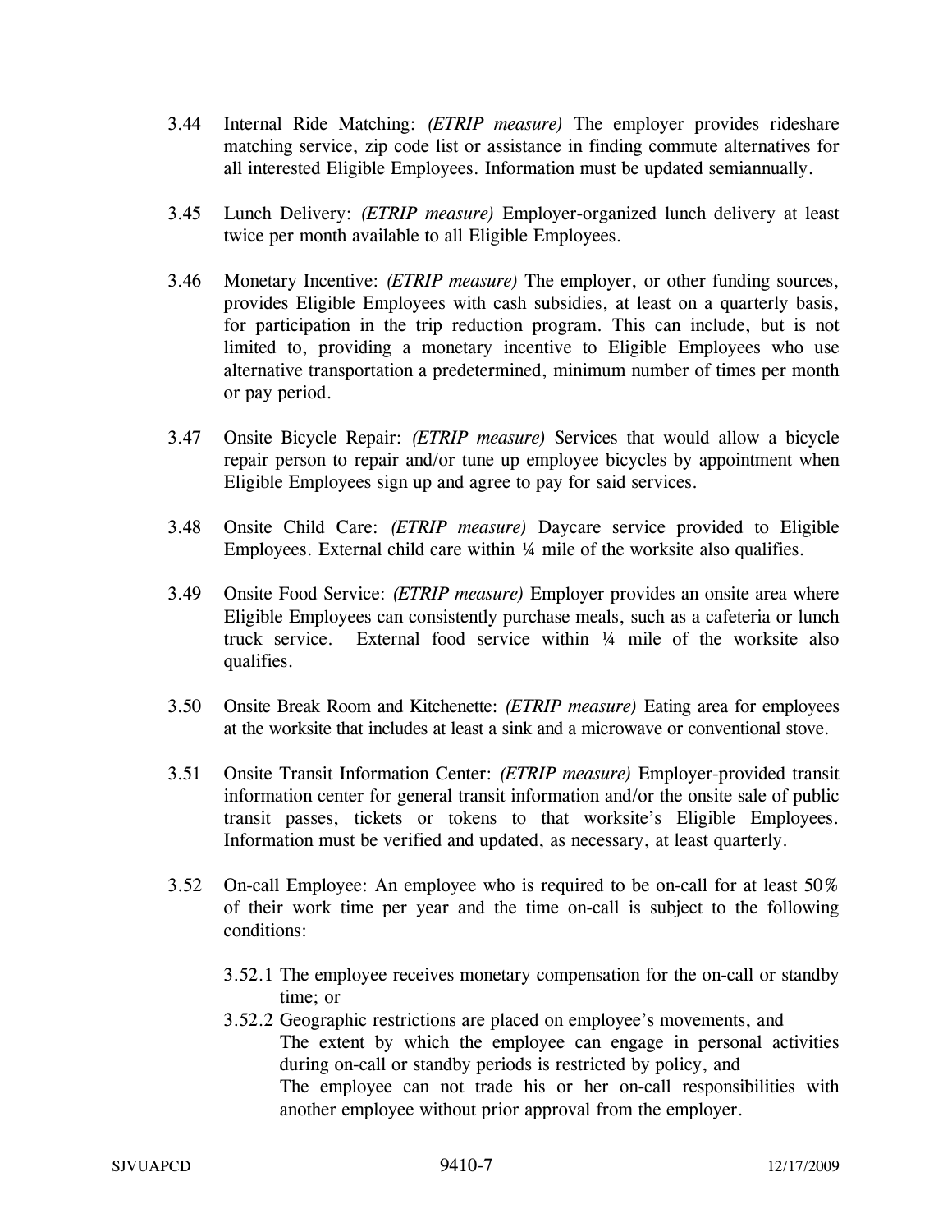3.44 Internal Ride Matching: *(ETRIP measure)* The employer provides rideshare matching service, zip code list or assistance in finding commute alternatives for all interested Eligible Employees. Information must be updated semiannually.

3.45 Lunch Delivery: *(ETRIP measure)* Employer-organized lunch delivery at least twice per month available to all Eligible Employees.

3.46 Monetary Incentive: *(ETRIP measure)* The employer, or other funding sources, provides Eligible Employees with cash subsidies, at least on a quarterly basis, for participation in the trip reduction program. This can include, but is not limited to, providing a monetary incentive to Eligible Employees who use alternative transportation a predetermined, minimum number of times per month or pay period.

3.47 Onsite Bicycle Repair: *(ETRIP measure)* Services that would allow a bicycle repair person to repair and/or tune up employee bicycles by appointment when Eligible Employees sign up and agree to pay for said services.

3.48 Onsite Child Care: *(ETRIP measure)* Daycare service provided to Eligible Employees. External child care within ¼ mile of the worksite also qualifies.

3.49 Onsite Food Service: *(ETRIP measure)* Employer provides an onsite area where Eligible Employees can consistently purchase meals, such as a cafeteria or lunch truck service. External food service within ¼ mile of the worksite also qualifies.

3.50 Onsite Break Room and Kitchenette: *(ETRIP measure)* Eating area for employees at the worksite that includes at least a sink and a microwave or conventional stove.

3.51 Onsite Transit Information Center: *(ETRIP measure)* Employer-provided transit information center for general transit information and/or the onsite sale of public transit passes, tickets or tokens to that worksite's Eligible Employees. Information must be verified and updated, as necessary, at least quarterly.

3.52 On-call Employee: An employee who is required to be on-call for at least 50% of their work time per year and the time on-call is subject to the following conditions:

3.52.1 The employee receives monetary compensation for the on-call or standby time; or

3.52.2 Geographic restrictions are placed on employee's movements, and
The extent by which the employee can engage in personal activities during on-call or standby periods is restricted by policy, and
The employee can not trade his or her on-call responsibilities with another employee without prior approval from the employer.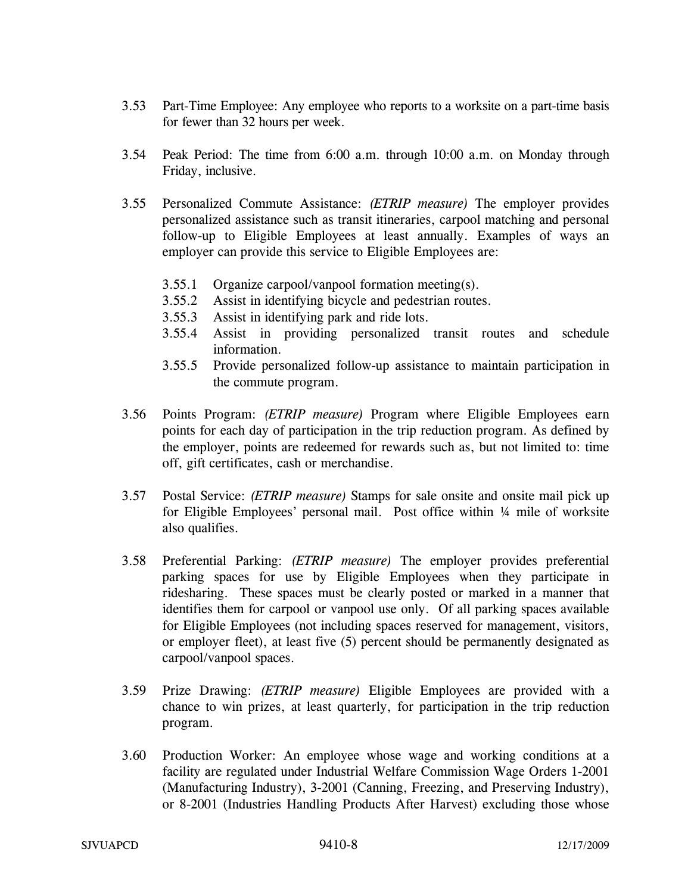3.53 Part-Time Employee: Any employee who reports to a worksite on a part-time basis for fewer than 32 hours per week.

3.54 Peak Period: The time from 6:00 a.m. through 10:00 a.m. on Monday through Friday, inclusive.

3.55 Personalized Commute Assistance: *(ETRIP measure)* The employer provides personalized assistance such as transit itineraries, carpool matching and personal follow-up to Eligible Employees at least annually. Examples of ways an employer can provide this service to Eligible Employees are:

- 3.55.1 Organize carpool/vanpool formation meeting(s).
- 3.55.2 Assist in identifying bicycle and pedestrian routes.
- 3.55.3 Assist in identifying park and ride lots.
- 3.55.4 Assist in providing personalized transit routes and schedule information.
- 3.55.5 Provide personalized follow-up assistance to maintain participation in the commute program.

3.56 Points Program: *(ETRIP measure)* Program where Eligible Employees earn points for each day of participation in the trip reduction program. As defined by the employer, points are redeemed for rewards such as, but not limited to: time off, gift certificates, cash or merchandise.

3.57 Postal Service: *(ETRIP measure)* Stamps for sale onsite and onsite mail pick up for Eligible Employees' personal mail. Post office within ¼ mile of worksite also qualifies.

3.58 Preferential Parking: *(ETRIP measure)* The employer provides preferential parking spaces for use by Eligible Employees when they participate in ridesharing. These spaces must be clearly posted or marked in a manner that identifies them for carpool or vanpool use only. Of all parking spaces available for Eligible Employees (not including spaces reserved for management, visitors, or employer fleet), at least five (5) percent should be permanently designated as carpool/vanpool spaces.

3.59 Prize Drawing: *(ETRIP measure)* Eligible Employees are provided with a chance to win prizes, at least quarterly, for participation in the trip reduction program.

3.60 Production Worker: An employee whose wage and working conditions at a facility are regulated under Industrial Welfare Commission Wage Orders 1-2001 (Manufacturing Industry), 3-2001 (Canning, Freezing, and Preserving Industry), or 8-2001 (Industries Handling Products After Harvest) excluding those whose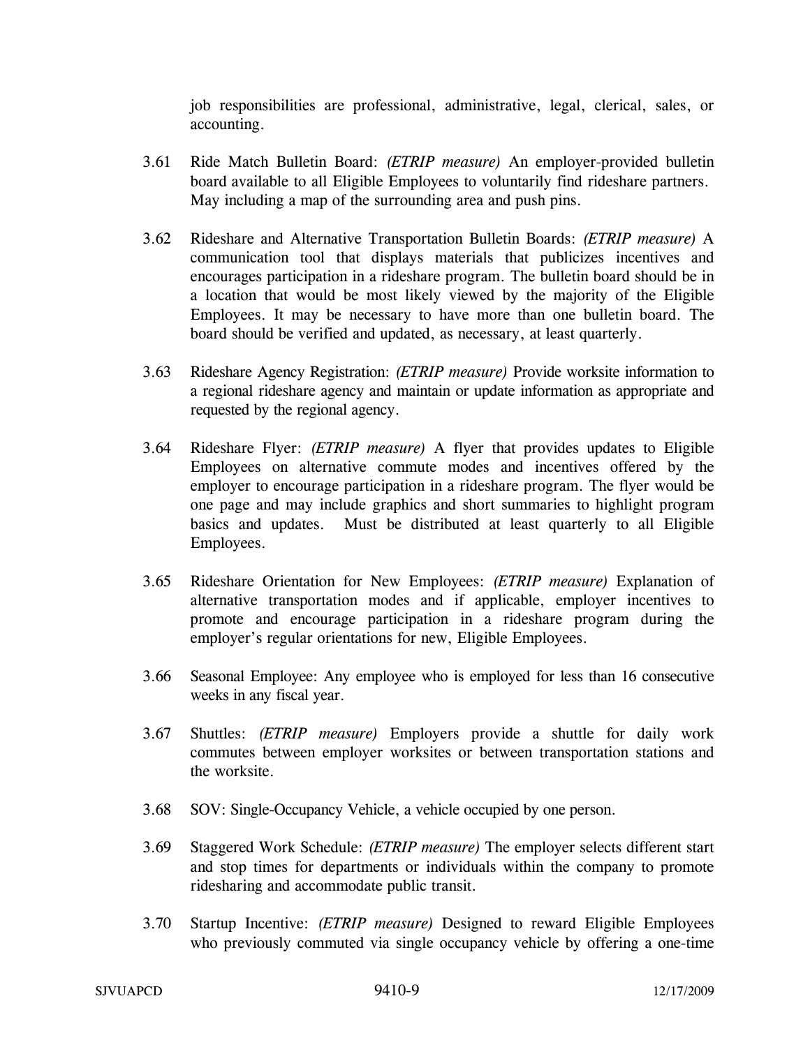job responsibilities are professional, administrative, legal, clerical, sales, or accounting.

3.61 Ride Match Bulletin Board: *(ETRIP measure)* An employer-provided bulletin board available to all Eligible Employees to voluntarily find rideshare partners. May including a map of the surrounding area and push pins.

3.62 Rideshare and Alternative Transportation Bulletin Boards: *(ETRIP measure)* A communication tool that displays materials that publicizes incentives and encourages participation in a rideshare program. The bulletin board should be in a location that would be most likely viewed by the majority of the Eligible Employees. It may be necessary to have more than one bulletin board. The board should be verified and updated, as necessary, at least quarterly.

3.63 Rideshare Agency Registration: *(ETRIP measure)* Provide worksite information to a regional rideshare agency and maintain or update information as appropriate and requested by the regional agency.

3.64 Rideshare Flyer: *(ETRIP measure)* A flyer that provides updates to Eligible Employees on alternative commute modes and incentives offered by the employer to encourage participation in a rideshare program. The flyer would be one page and may include graphics and short summaries to highlight program basics and updates. Must be distributed at least quarterly to all Eligible Employees.

3.65 Rideshare Orientation for New Employees: *(ETRIP measure)* Explanation of alternative transportation modes and if applicable, employer incentives to promote and encourage participation in a rideshare program during the employer's regular orientations for new, Eligible Employees.

3.66 Seasonal Employee: Any employee who is employed for less than 16 consecutive weeks in any fiscal year.

3.67 Shuttles: *(ETRIP measure)* Employers provide a shuttle for daily work commutes between employer worksites or between transportation stations and the worksite.

3.68 SOV: Single-Occupancy Vehicle, a vehicle occupied by one person.

3.69 Staggered Work Schedule: *(ETRIP measure)* The employer selects different start and stop times for departments or individuals within the company to promote ridesharing and accommodate public transit.

3.70 Startup Incentive: *(ETRIP measure)* Designed to reward Eligible Employees who previously commuted via single occupancy vehicle by offering a one-time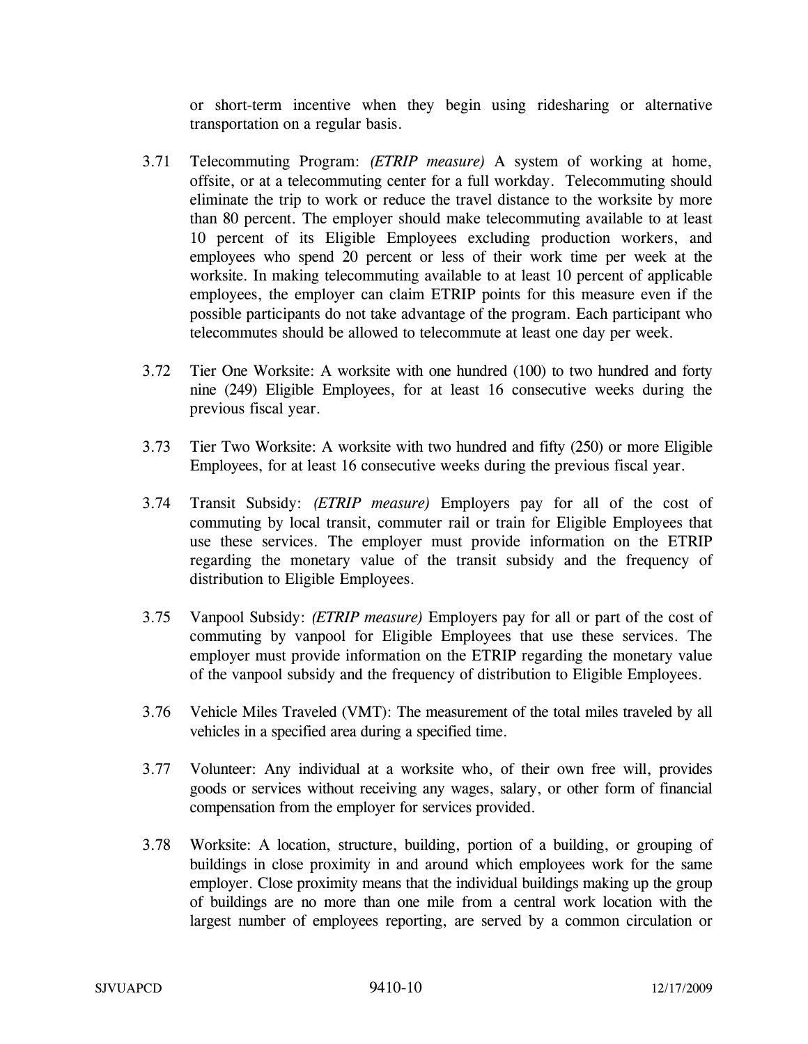or short-term incentive when they begin using ridesharing or alternative transportation on a regular basis.

3.71 Telecommuting Program: *(ETRIP measure)* A system of working at home, offsite, or at a telecommuting center for a full workday. Telecommuting should eliminate the trip to work or reduce the travel distance to the worksite by more than 80 percent. The employer should make telecommuting available to at least 10 percent of its Eligible Employees excluding production workers, and employees who spend 20 percent or less of their work time per week at the worksite. In making telecommuting available to at least 10 percent of applicable employees, the employer can claim ETRIP points for this measure even if the possible participants do not take advantage of the program. Each participant who telecommutes should be allowed to telecommute at least one day per week.

3.72 Tier One Worksite: A worksite with one hundred (100) to two hundred and forty nine (249) Eligible Employees, for at least 16 consecutive weeks during the previous fiscal year.

3.73 Tier Two Worksite: A worksite with two hundred and fifty (250) or more Eligible Employees, for at least 16 consecutive weeks during the previous fiscal year.

3.74 Transit Subsidy: *(ETRIP measure)* Employers pay for all of the cost of commuting by local transit, commuter rail or train for Eligible Employees that use these services. The employer must provide information on the ETRIP regarding the monetary value of the transit subsidy and the frequency of distribution to Eligible Employees.

3.75 Vanpool Subsidy: *(ETRIP measure)* Employers pay for all or part of the cost of commuting by vanpool for Eligible Employees that use these services. The employer must provide information on the ETRIP regarding the monetary value of the vanpool subsidy and the frequency of distribution to Eligible Employees.

3.76 Vehicle Miles Traveled (VMT): The measurement of the total miles traveled by all vehicles in a specified area during a specified time.

3.77 Volunteer: Any individual at a worksite who, of their own free will, provides goods or services without receiving any wages, salary, or other form of financial compensation from the employer for services provided.

3.78 Worksite: A location, structure, building, portion of a building, or grouping of buildings in close proximity in and around which employees work for the same employer. Close proximity means that the individual buildings making up the group of buildings are no more than one mile from a central work location with the largest number of employees reporting, are served by a common circulation or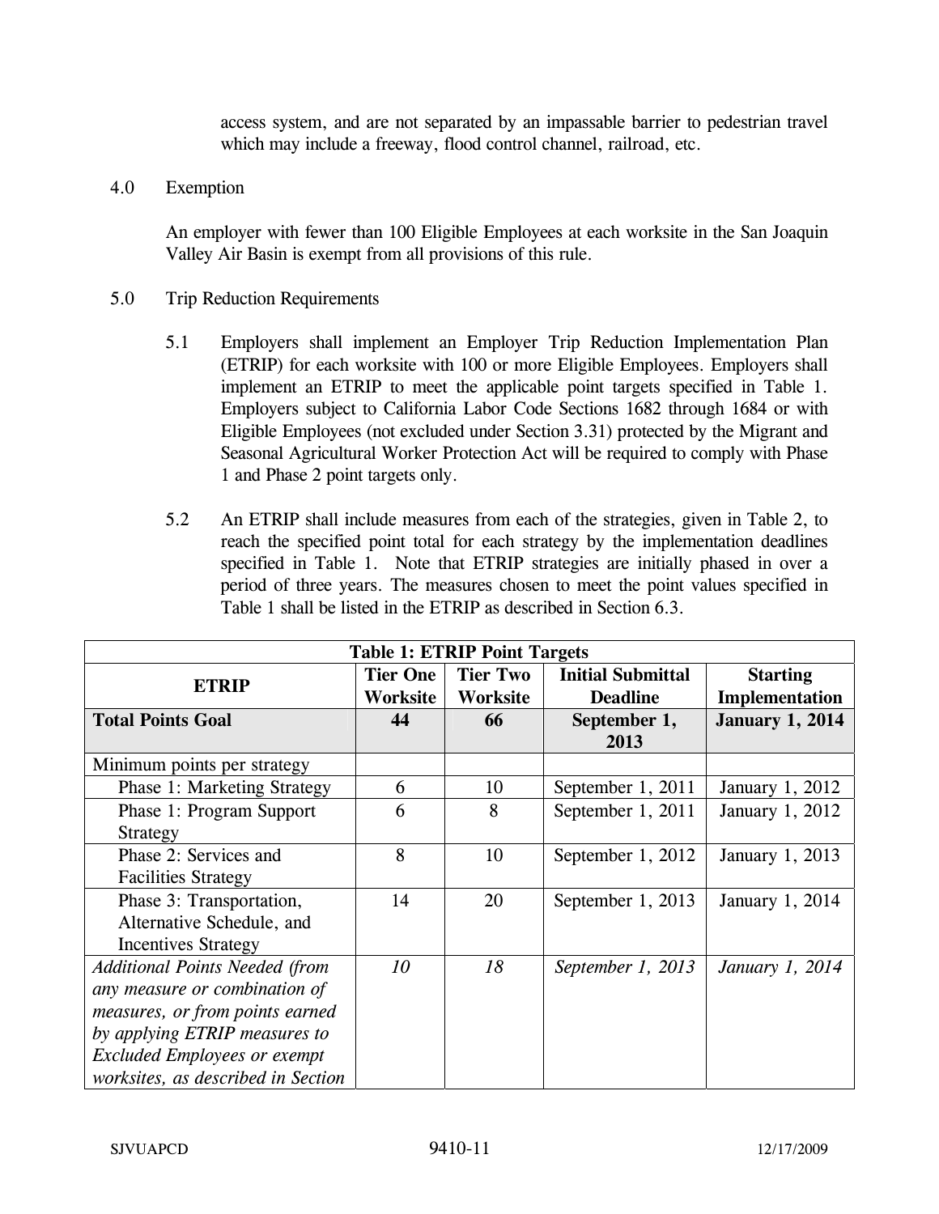access system, and are not separated by an impassable barrier to pedestrian travel which may include a freeway, flood control channel, railroad, etc.

4.0 Exemption

An employer with fewer than 100 Eligible Employees at each worksite in the San Joaquin Valley Air Basin is exempt from all provisions of this rule.

5.0 Trip Reduction Requirements

5.1 Employers shall implement an Employer Trip Reduction Implementation Plan (ETRIP) for each worksite with 100 or more Eligible Employees. Employers shall implement an ETRIP to meet the applicable point targets specified in Table 1. Employers subject to California Labor Code Sections 1682 through 1684 or with Eligible Employees (not excluded under Section 3.31) protected by the Migrant and Seasonal Agricultural Worker Protection Act will be required to comply with Phase 1 and Phase 2 point targets only.

5.2 An ETRIP shall include measures from each of the strategies, given in Table 2, to reach the specified point total for each strategy by the implementation deadlines specified in Table 1. Note that ETRIP strategies are initially phased in over a period of three years. The measures chosen to meet the point values specified in Table 1 shall be listed in the ETRIP as described in Section 6.3.

**Table 1: ETRIP Point Targets**

| ETRIP | Tier One Worksite | Tier Two Worksite | Initial Submittal Deadline | Starting Implementation |
|---|---|---|---|---|
| **Total Points Goal** | **44** | **66** | **September 1, 2013** | **January 1, 2014** |
| Minimum points per strategy | | | | |
| Phase 1: Marketing Strategy | 6 | 10 | September 1, 2011 | January 1, 2012 |
| Phase 1: Program Support Strategy | 6 | 8 | September 1, 2011 | January 1, 2012 |
| Phase 2: Services and Facilities Strategy | 8 | 10 | September 1, 2012 | January 1, 2013 |
| Phase 3: Transportation, Alternative Schedule, and Incentives Strategy | 14 | 20 | September 1, 2013 | January 1, 2014 |
| *Additional Points Needed (from any measure or combination of measures, or from points earned by applying ETRIP measures to Excluded Employees or exempt worksites, as described in Section* | *10* | *18* | *September 1, 2013* | *January 1, 2014* |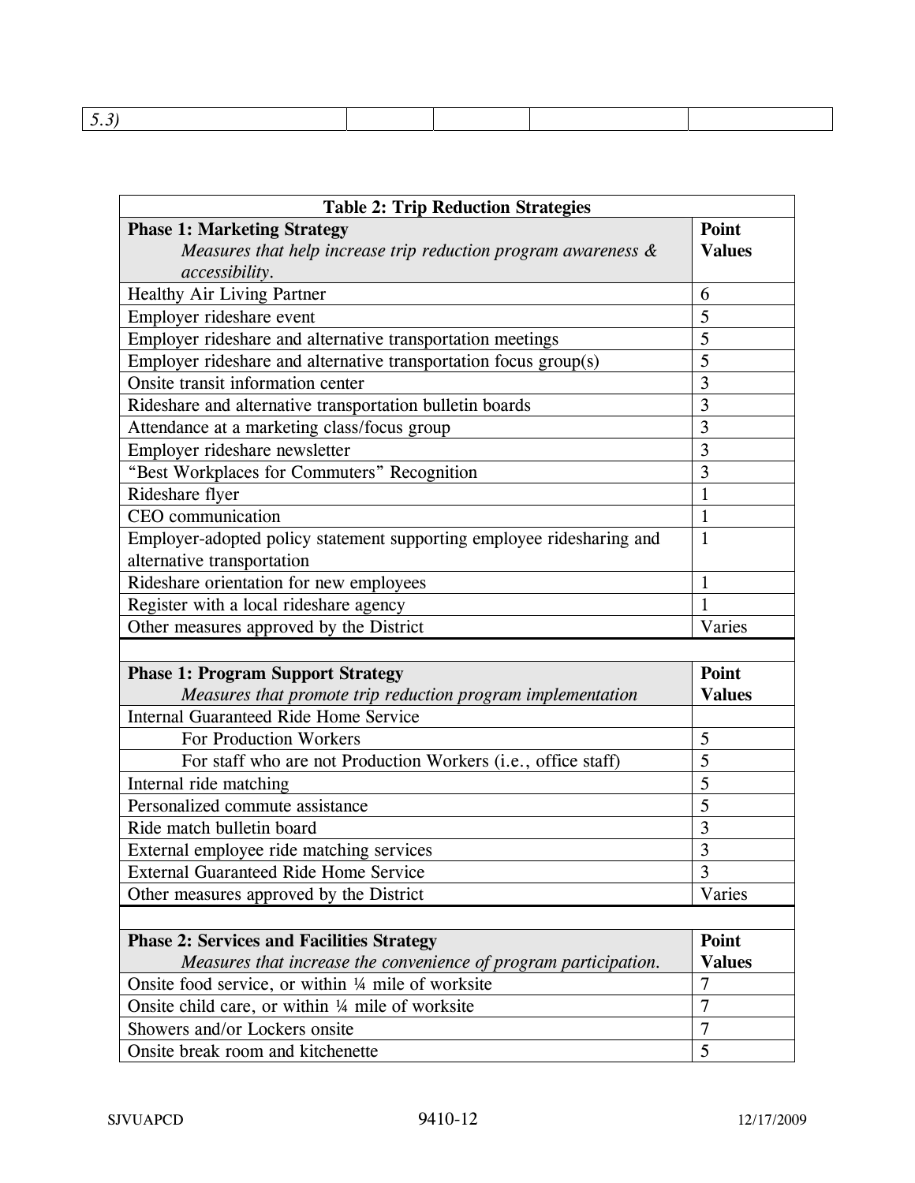| *5.3)* | | | | |
|---|---|---|---|---|

| **Table 2: Trip Reduction Strategies** | |
|---|---|
| **Phase 1: Marketing Strategy** *Measures that help increase trip reduction program awareness & accessibility.* | **Point Values** |
| Healthy Air Living Partner | 6 |
| Employer rideshare event | 5 |
| Employer rideshare and alternative transportation meetings | 5 |
| Employer rideshare and alternative transportation focus group(s) | 5 |
| Onsite transit information center | 3 |
| Rideshare and alternative transportation bulletin boards | 3 |
| Attendance at a marketing class/focus group | 3 |
| Employer rideshare newsletter | 3 |
| "Best Workplaces for Commuters" Recognition | 3 |
| Rideshare flyer | 1 |
| CEO communication | 1 |
| Employer-adopted policy statement supporting employee ridesharing and alternative transportation | 1 |
| Rideshare orientation for new employees | 1 |
| Register with a local rideshare agency | 1 |
| Other measures approved by the District | Varies |
| | |
| **Phase 1: Program Support Strategy** *Measures that promote trip reduction program implementation* | **Point Values** |
| Internal Guaranteed Ride Home Service | |
| For Production Workers | 5 |
| For staff who are not Production Workers (i.e., office staff) | 5 |
| Internal ride matching | 5 |
| Personalized commute assistance | 5 |
| Ride match bulletin board | 3 |
| External employee ride matching services | 3 |
| External Guaranteed Ride Home Service | 3 |
| Other measures approved by the District | Varies |
| | |
| **Phase 2: Services and Facilities Strategy** *Measures that increase the convenience of program participation.* | **Point Values** |
| Onsite food service, or within ¼ mile of worksite | 7 |
| Onsite child care, or within ¼ mile of worksite | 7 |
| Showers and/or Lockers onsite | 7 |
| Onsite break room and kitchenette | 5 |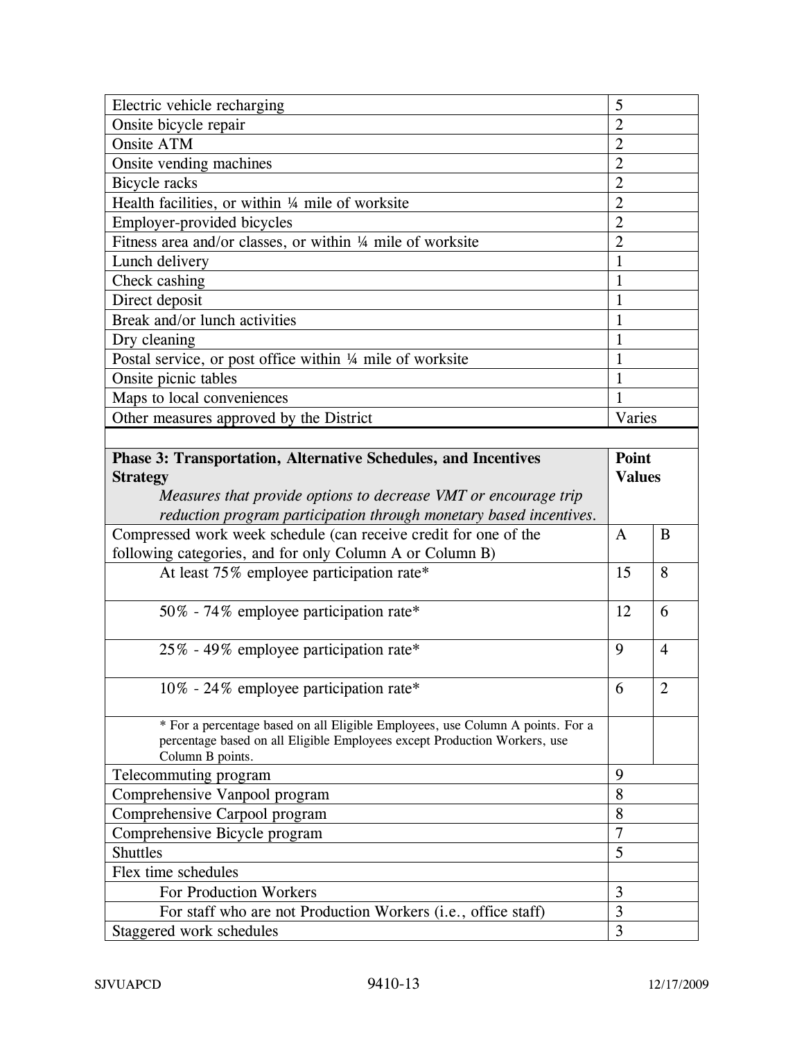| | | |
|---|---|---|
| Electric vehicle recharging | 5 | |
| Onsite bicycle repair | 2 | |
| Onsite ATM | 2 | |
| Onsite vending machines | 2 | |
| Bicycle racks | 2 | |
| Health facilities, or within ¼ mile of worksite | 2 | |
| Employer-provided bicycles | 2 | |
| Fitness area and/or classes, or within ¼ mile of worksite | 2 | |
| Lunch delivery | 1 | |
| Check cashing | 1 | |
| Direct deposit | 1 | |
| Break and/or lunch activities | 1 | |
| Dry cleaning | 1 | |
| Postal service, or post office within ¼ mile of worksite | 1 | |
| Onsite picnic tables | 1 | |
| Maps to local conveniences | 1 | |
| Other measures approved by the District | Varies | |

| **Phase 3: Transportation, Alternative Schedules, and Incentives Strategy** *Measures that provide options to decrease VMT or encourage trip reduction program participation through monetary based incentives.* | **Point Values** | |
|---|---|---|
| Compressed work week schedule (can receive credit for one of the following categories, and for only Column A or Column B) | A | B |
| At least 75% employee participation rate* | 15 | 8 |
| 50% - 74% employee participation rate* | 12 | 6 |
| 25% - 49% employee participation rate* | 9 | 4 |
| 10% - 24% employee participation rate* | 6 | 2 |
| * For a percentage based on all Eligible Employees, use Column A points. For a percentage based on all Eligible Employees except Production Workers, use Column B points. | | |
| Telecommuting program | 9 | |
| Comprehensive Vanpool program | 8 | |
| Comprehensive Carpool program | 8 | |
| Comprehensive Bicycle program | 7 | |
| Shuttles | 5 | |
| Flex time schedules | | |
| For Production Workers | 3 | |
| For staff who are not Production Workers (i.e., office staff) | 3 | |
| Staggered work schedules | 3 | |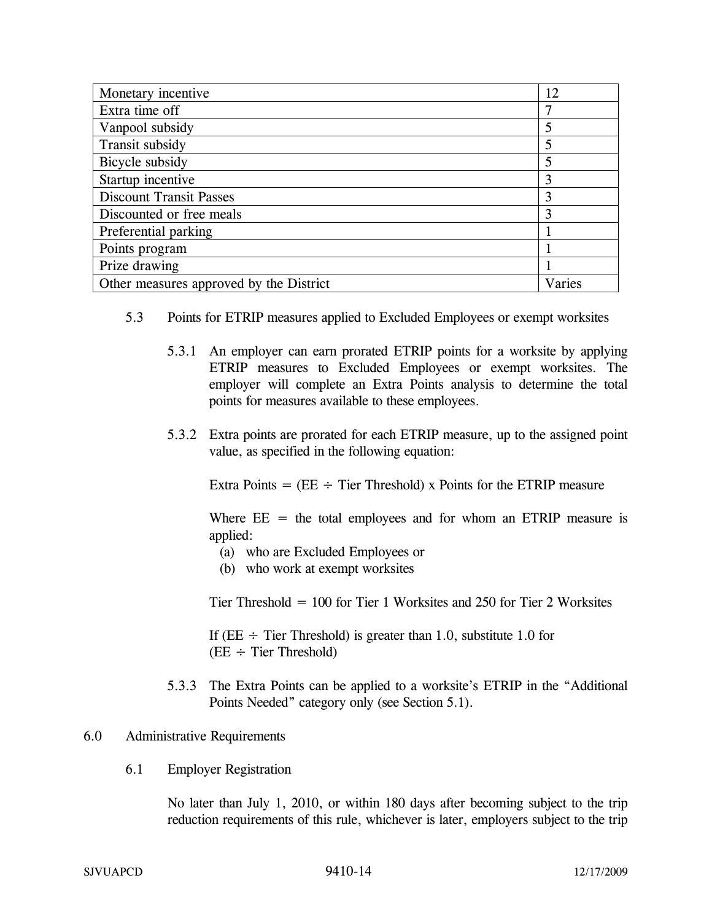| | |
|---|---|
| Monetary incentive | 12 |
| Extra time off | 7 |
| Vanpool subsidy | 5 |
| Transit subsidy | 5 |
| Bicycle subsidy | 5 |
| Startup incentive | 3 |
| Discount Transit Passes | 3 |
| Discounted or free meals | 3 |
| Preferential parking | 1 |
| Points program | 1 |
| Prize drawing | 1 |
| Other measures approved by the District | Varies |

5.3 Points for ETRIP measures applied to Excluded Employees or exempt worksites

5.3.1 An employer can earn prorated ETRIP points for a worksite by applying ETRIP measures to Excluded Employees or exempt worksites. The employer will complete an Extra Points analysis to determine the total points for measures available to these employees.

5.3.2 Extra points are prorated for each ETRIP measure, up to the assigned point value, as specified in the following equation:

Extra Points = (EE ÷ Tier Threshold) x Points for the ETRIP measure

Where EE = the total employees and for whom an ETRIP measure is applied:

(a) who are Excluded Employees or
(b) who work at exempt worksites

Tier Threshold = 100 for Tier 1 Worksites and 250 for Tier 2 Worksites

If (EE ÷ Tier Threshold) is greater than 1.0, substitute 1.0 for (EE ÷ Tier Threshold)

5.3.3 The Extra Points can be applied to a worksite's ETRIP in the "Additional Points Needed" category only (see Section 5.1).

## 6.0 Administrative Requirements

### 6.1 Employer Registration

No later than July 1, 2010, or within 180 days after becoming subject to the trip reduction requirements of this rule, whichever is later, employers subject to the trip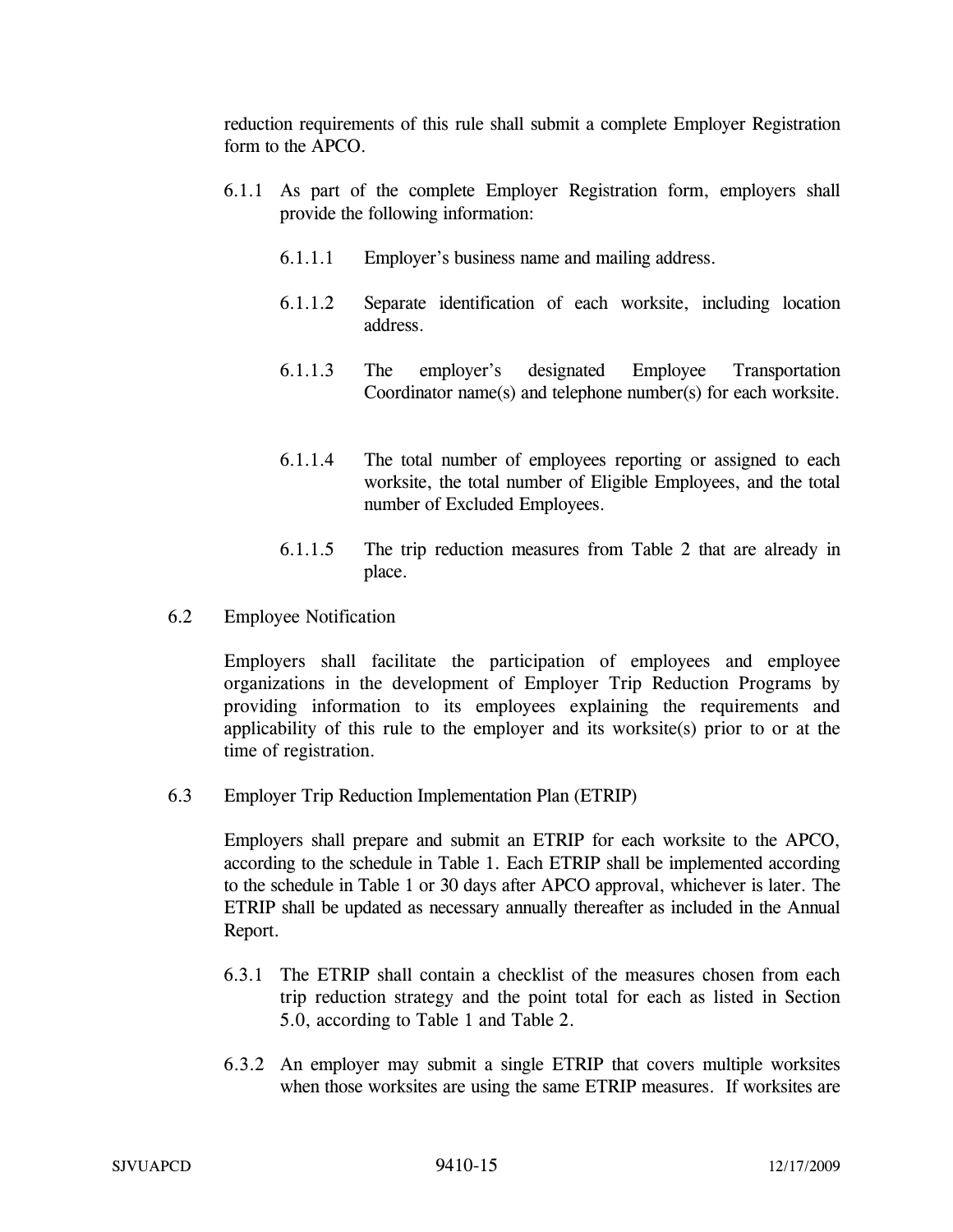reduction requirements of this rule shall submit a complete Employer Registration form to the APCO.

6.1.1 As part of the complete Employer Registration form, employers shall provide the following information:

6.1.1.1 Employer's business name and mailing address.

6.1.1.2 Separate identification of each worksite, including location address.

6.1.1.3 The employer's designated Employee Transportation Coordinator name(s) and telephone number(s) for each worksite.

6.1.1.4 The total number of employees reporting or assigned to each worksite, the total number of Eligible Employees, and the total number of Excluded Employees.

6.1.1.5 The trip reduction measures from Table 2 that are already in place.

6.2 Employee Notification

Employers shall facilitate the participation of employees and employee organizations in the development of Employer Trip Reduction Programs by providing information to its employees explaining the requirements and applicability of this rule to the employer and its worksite(s) prior to or at the time of registration.

6.3 Employer Trip Reduction Implementation Plan (ETRIP)

Employers shall prepare and submit an ETRIP for each worksite to the APCO, according to the schedule in Table 1. Each ETRIP shall be implemented according to the schedule in Table 1 or 30 days after APCO approval, whichever is later. The ETRIP shall be updated as necessary annually thereafter as included in the Annual Report.

6.3.1 The ETRIP shall contain a checklist of the measures chosen from each trip reduction strategy and the point total for each as listed in Section 5.0, according to Table 1 and Table 2.

6.3.2 An employer may submit a single ETRIP that covers multiple worksites when those worksites are using the same ETRIP measures. If worksites are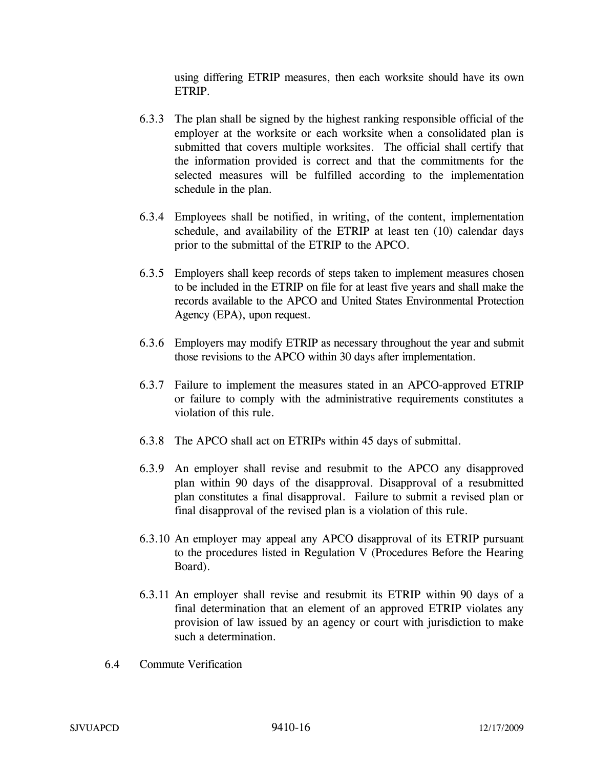using differing ETRIP measures, then each worksite should have its own ETRIP.

6.3.3 The plan shall be signed by the highest ranking responsible official of the employer at the worksite or each worksite when a consolidated plan is submitted that covers multiple worksites. The official shall certify that the information provided is correct and that the commitments for the selected measures will be fulfilled according to the implementation schedule in the plan.

6.3.4 Employees shall be notified, in writing, of the content, implementation schedule, and availability of the ETRIP at least ten (10) calendar days prior to the submittal of the ETRIP to the APCO.

6.3.5 Employers shall keep records of steps taken to implement measures chosen to be included in the ETRIP on file for at least five years and shall make the records available to the APCO and United States Environmental Protection Agency (EPA), upon request.

6.3.6 Employers may modify ETRIP as necessary throughout the year and submit those revisions to the APCO within 30 days after implementation.

6.3.7 Failure to implement the measures stated in an APCO-approved ETRIP or failure to comply with the administrative requirements constitutes a violation of this rule.

6.3.8 The APCO shall act on ETRIPs within 45 days of submittal.

6.3.9 An employer shall revise and resubmit to the APCO any disapproved plan within 90 days of the disapproval. Disapproval of a resubmitted plan constitutes a final disapproval. Failure to submit a revised plan or final disapproval of the revised plan is a violation of this rule.

6.3.10 An employer may appeal any APCO disapproval of its ETRIP pursuant to the procedures listed in Regulation V (Procedures Before the Hearing Board).

6.3.11 An employer shall revise and resubmit its ETRIP within 90 days of a final determination that an element of an approved ETRIP violates any provision of law issued by an agency or court with jurisdiction to make such a determination.

6.4 Commute Verification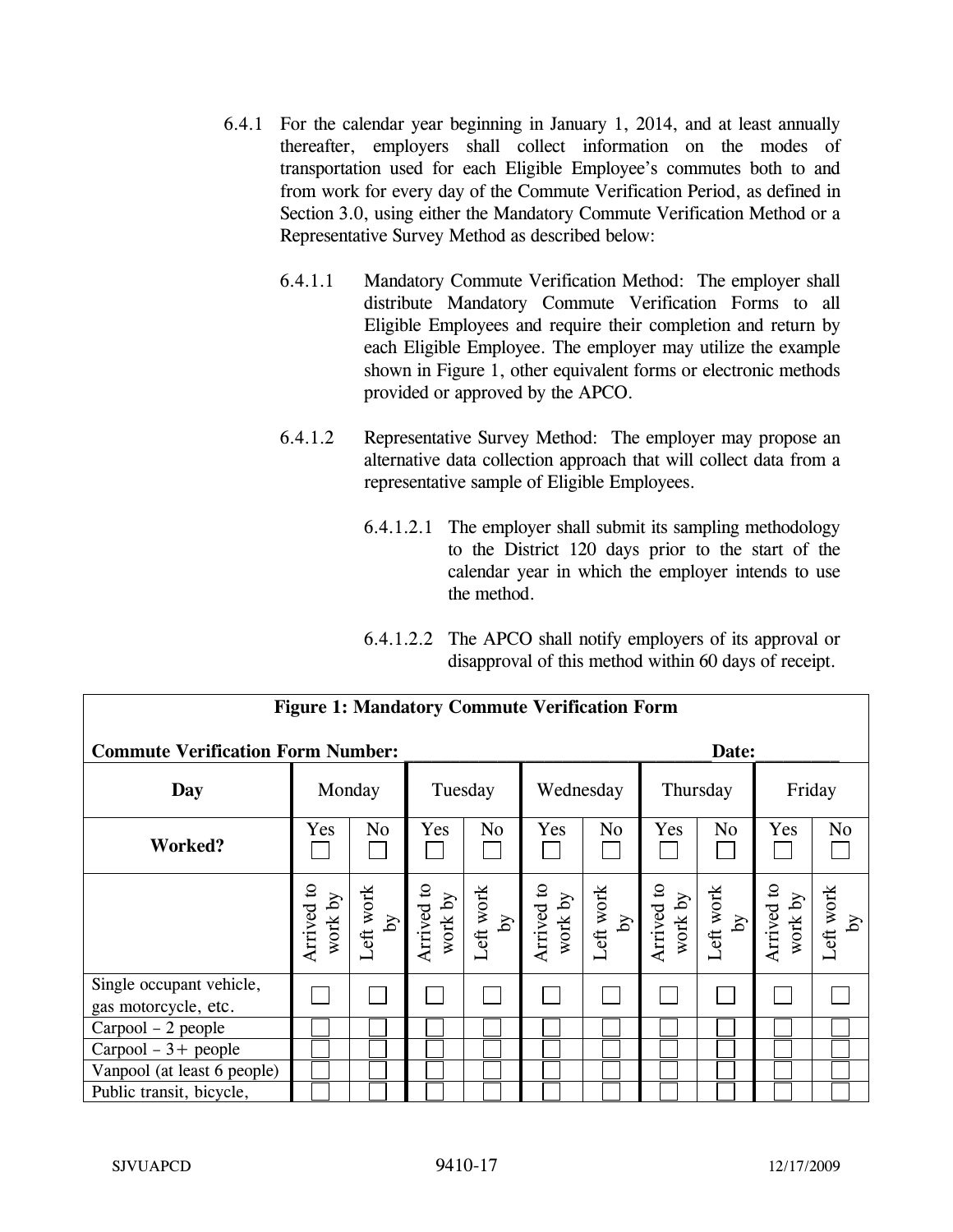6.4.1 For the calendar year beginning in January 1, 2014, and at least annually thereafter, employers shall collect information on the modes of transportation used for each Eligible Employee's commutes both to and from work for every day of the Commute Verification Period, as defined in Section 3.0, using either the Mandatory Commute Verification Method or a Representative Survey Method as described below:

6.4.1.1 Mandatory Commute Verification Method: The employer shall distribute Mandatory Commute Verification Forms to all Eligible Employees and require their completion and return by each Eligible Employee. The employer may utilize the example shown in Figure 1, other equivalent forms or electronic methods provided or approved by the APCO.

6.4.1.2 Representative Survey Method: The employer may propose an alternative data collection approach that will collect data from a representative sample of Eligible Employees.

6.4.1.2.1 The employer shall submit its sampling methodology to the District 120 days prior to the start of the calendar year in which the employer intends to use the method.

6.4.1.2.2 The APCO shall notify employers of its approval or disapproval of this method within 60 days of receipt.

**Figure 1: Mandatory Commute Verification Form**

**Commute Verification Form Number:** ______________________________ **Date:** ________

| **Day** | Monday | | Tuesday | | Wednesday | | Thursday | | Friday | |
|---|---|---|---|---|---|---|---|---|---|---|
| **Worked?** | Yes ☐ | No ☐ | Yes ☐ | No ☐ | Yes ☐ | No ☐ | Yes ☐ | No ☐ | Yes ☐ | No ☐ |
| | Arrived to work by | Left work by | Arrived to work by | Left work by | Arrived to work by | Left work by | Arrived to work by | Left work by | Arrived to work by | Left work by |
| Single occupant vehicle, gas motorcycle, etc. | ☐ | ☐ | ☐ | ☐ | ☐ | ☐ | ☐ | ☐ | ☐ | ☐ |
| Carpool – 2 people | ☐ | ☐ | ☐ | ☐ | ☐ | ☐ | ☐ | ☐ | ☐ | ☐ |
| Carpool – 3+ people | ☐ | ☐ | ☐ | ☐ | ☐ | ☐ | ☐ | ☐ | ☐ | ☐ |
| Vanpool (at least 6 people) | ☐ | ☐ | ☐ | ☐ | ☐ | ☐ | ☐ | ☐ | ☐ | ☐ |
| Public transit, bicycle, | ☐ | ☐ | ☐ | ☐ | ☐ | ☐ | ☐ | ☐ | ☐ | ☐ |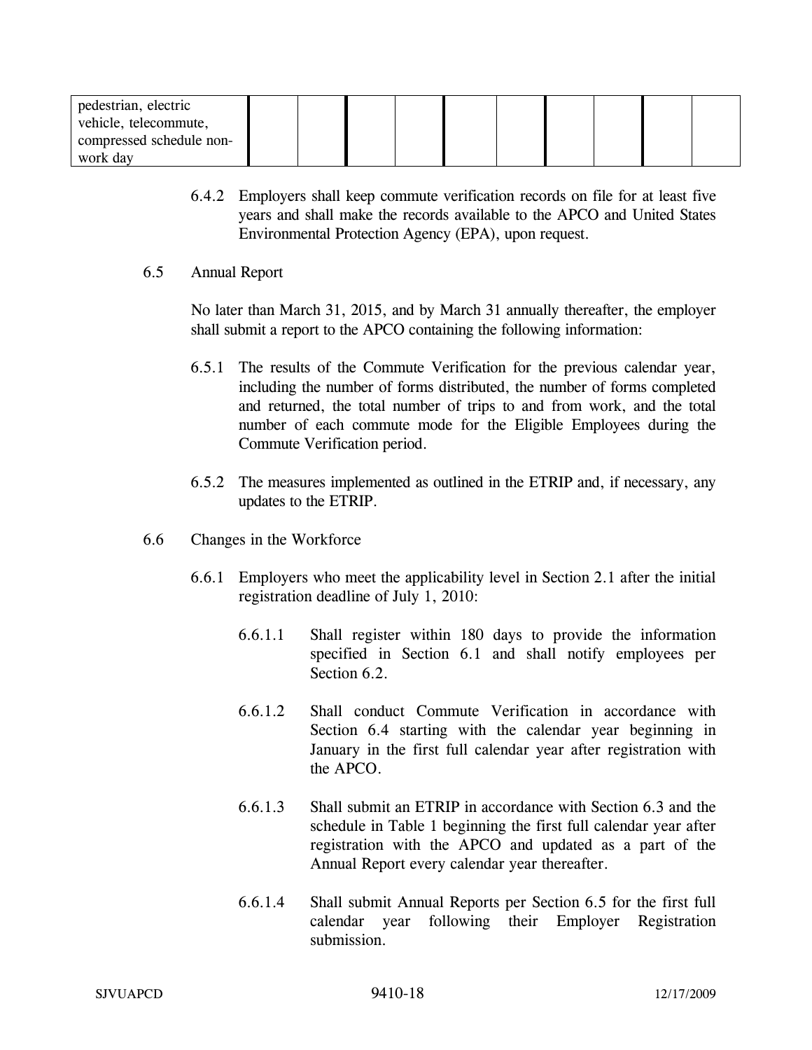| pedestrian, electric vehicle, telecommute, compressed schedule non-work day | | | | | | | | | | |
|---|---|---|---|---|---|---|---|---|---|---|

6.4.2 Employers shall keep commute verification records on file for at least five years and shall make the records available to the APCO and United States Environmental Protection Agency (EPA), upon request.

6.5 Annual Report

No later than March 31, 2015, and by March 31 annually thereafter, the employer shall submit a report to the APCO containing the following information:

6.5.1 The results of the Commute Verification for the previous calendar year, including the number of forms distributed, the number of forms completed and returned, the total number of trips to and from work, and the total number of each commute mode for the Eligible Employees during the Commute Verification period.

6.5.2 The measures implemented as outlined in the ETRIP and, if necessary, any updates to the ETRIP.

6.6 Changes in the Workforce

6.6.1 Employers who meet the applicability level in Section 2.1 after the initial registration deadline of July 1, 2010:

6.6.1.1 Shall register within 180 days to provide the information specified in Section 6.1 and shall notify employees per Section 6.2.

6.6.1.2 Shall conduct Commute Verification in accordance with Section 6.4 starting with the calendar year beginning in January in the first full calendar year after registration with the APCO.

6.6.1.3 Shall submit an ETRIP in accordance with Section 6.3 and the schedule in Table 1 beginning the first full calendar year after registration with the APCO and updated as a part of the Annual Report every calendar year thereafter.

6.6.1.4 Shall submit Annual Reports per Section 6.5 for the first full calendar year following their Employer Registration submission.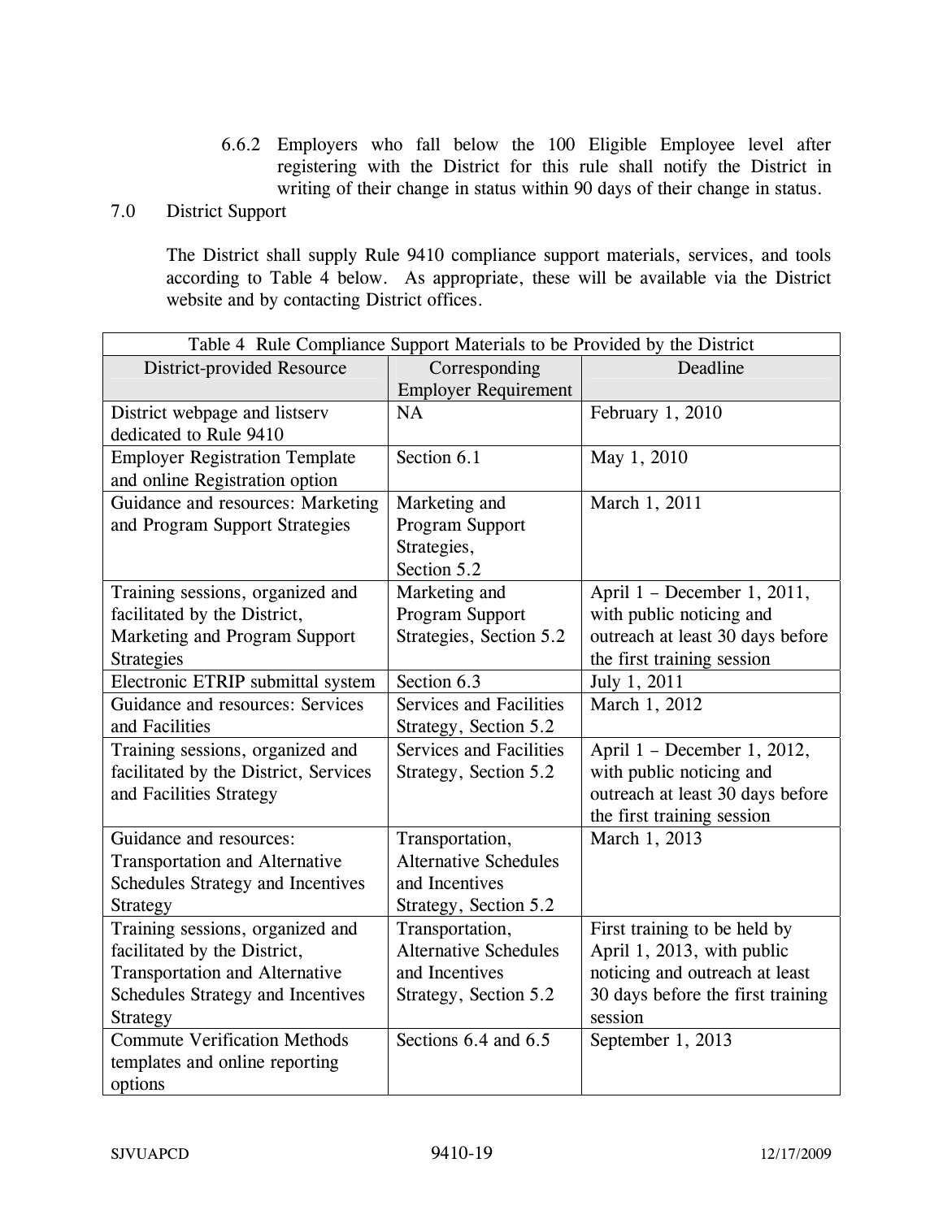6.6.2 Employers who fall below the 100 Eligible Employee level after registering with the District for this rule shall notify the District in writing of their change in status within 90 days of their change in status.

## 7.0 District Support

The District shall supply Rule 9410 compliance support materials, services, and tools according to Table 4 below. As appropriate, these will be available via the District website and by contacting District offices.

| Table 4 Rule Compliance Support Materials to be Provided by the District | | |
|---|---|---|
| District-provided Resource | Corresponding Employer Requirement | Deadline |
| District webpage and listserv dedicated to Rule 9410 | NA | February 1, 2010 |
| Employer Registration Template and online Registration option | Section 6.1 | May 1, 2010 |
| Guidance and resources: Marketing and Program Support Strategies | Marketing and Program Support Strategies, Section 5.2 | March 1, 2011 |
| Training sessions, organized and facilitated by the District, Marketing and Program Support Strategies | Marketing and Program Support Strategies, Section 5.2 | April 1 – December 1, 2011, with public noticing and outreach at least 30 days before the first training session |
| Electronic ETRIP submittal system | Section 6.3 | July 1, 2011 |
| Guidance and resources: Services and Facilities | Services and Facilities Strategy, Section 5.2 | March 1, 2012 |
| Training sessions, organized and facilitated by the District, Services and Facilities Strategy | Services and Facilities Strategy, Section 5.2 | April 1 – December 1, 2012, with public noticing and outreach at least 30 days before the first training session |
| Guidance and resources: Transportation and Alternative Schedules Strategy and Incentives Strategy | Transportation, Alternative Schedules and Incentives Strategy, Section 5.2 | March 1, 2013 |
| Training sessions, organized and facilitated by the District, Transportation and Alternative Schedules Strategy and Incentives Strategy | Transportation, Alternative Schedules and Incentives Strategy, Section 5.2 | First training to be held by April 1, 2013, with public noticing and outreach at least 30 days before the first training session |
| Commute Verification Methods templates and online reporting options | Sections 6.4 and 6.5 | September 1, 2013 |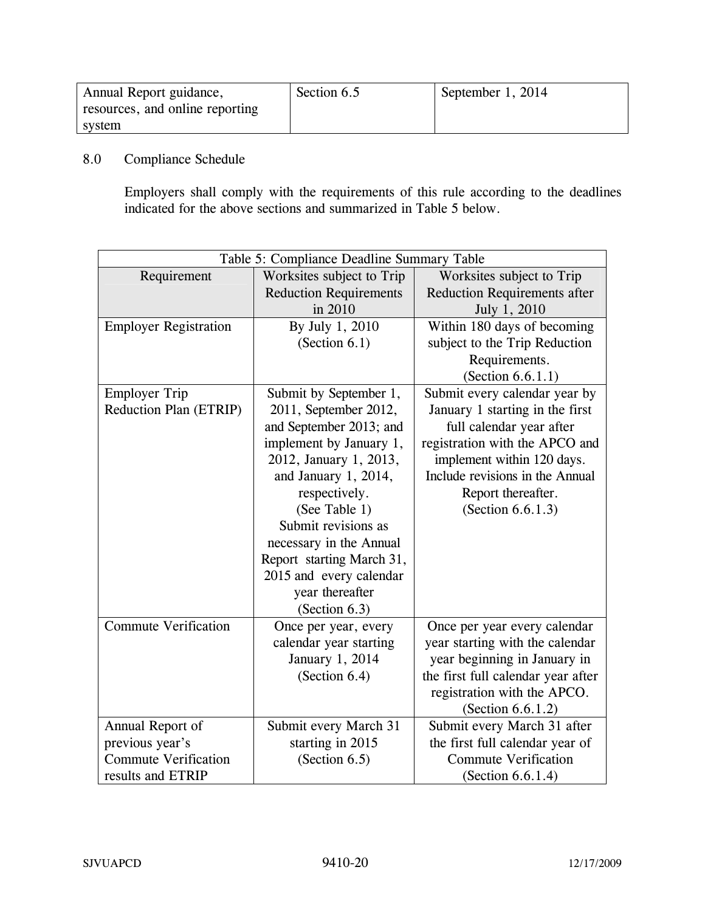| | | |
|---|---|---|
| Annual Report guidance, resources, and online reporting system | Section 6.5 | September 1, 2014 |

## 8.0 Compliance Schedule

Employers shall comply with the requirements of this rule according to the deadlines indicated for the above sections and summarized in Table 5 below.

Table 5: Compliance Deadline Summary Table

| Requirement | Worksites subject to Trip Reduction Requirements in 2010 | Worksites subject to Trip Reduction Requirements after July 1, 2010 |
|---|---|---|
| Employer Registration | By July 1, 2010 (Section 6.1) | Within 180 days of becoming subject to the Trip Reduction Requirements. (Section 6.6.1.1) |
| Employer Trip Reduction Plan (ETRIP) | Submit by September 1, 2011, September 2012, and September 2013; and implement by January 1, 2012, January 1, 2013, and January 1, 2014, respectively. (See Table 1) Submit revisions as necessary in the Annual Report starting March 31, 2015 and every calendar year thereafter (Section 6.3) | Submit every calendar year by January 1 starting in the first full calendar year after registration with the APCO and implement within 120 days. Include revisions in the Annual Report thereafter. (Section 6.6.1.3) |
| Commute Verification | Once per year, every calendar year starting January 1, 2014 (Section 6.4) | Once per year every calendar year starting with the calendar year beginning in January in the first full calendar year after registration with the APCO. (Section 6.6.1.2) |
| Annual Report of previous year's Commute Verification results and ETRIP | Submit every March 31 starting in 2015 (Section 6.5) | Submit every March 31 after the first full calendar year of Commute Verification (Section 6.6.1.4) |